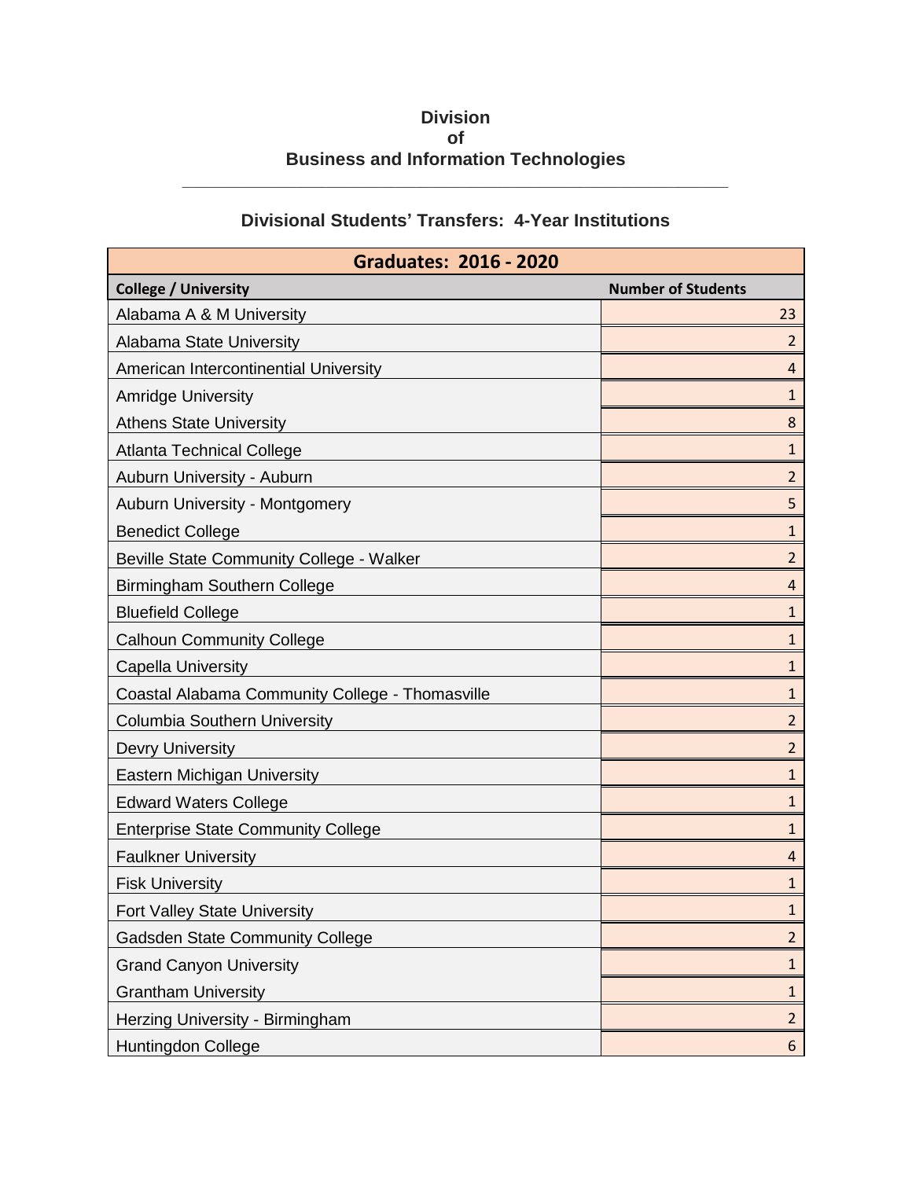**Division**
**of**
**Business and Information Technologies**

---

## Divisional Students' Transfers: 4-Year Institutions

| Graduates: 2016 - 2020 | |
|---|---|
| **College / University** | **Number of Students** |
| Alabama A & M University | 23 |
| Alabama State University | 2 |
| American Intercontinental University | 4 |
| Amridge University | 1 |
| Athens State University | 8 |
| Atlanta Technical College | 1 |
| Auburn University - Auburn | 2 |
| Auburn University - Montgomery | 5 |
| Benedict College | 1 |
| Beville State Community College - Walker | 2 |
| Birmingham Southern College | 4 |
| Bluefield College | 1 |
| Calhoun Community College | 1 |
| Capella University | 1 |
| Coastal Alabama Community College - Thomasville | 1 |
| Columbia Southern University | 2 |
| Devry University | 2 |
| Eastern Michigan University | 1 |
| Edward Waters College | 1 |
| Enterprise State Community College | 1 |
| Faulkner University | 4 |
| Fisk University | 1 |
| Fort Valley State University | 1 |
| Gadsden State Community College | 2 |
| Grand Canyon University | 1 |
| Grantham University | 1 |
| Herzing University - Birmingham | 2 |
| Huntingdon College | 6 |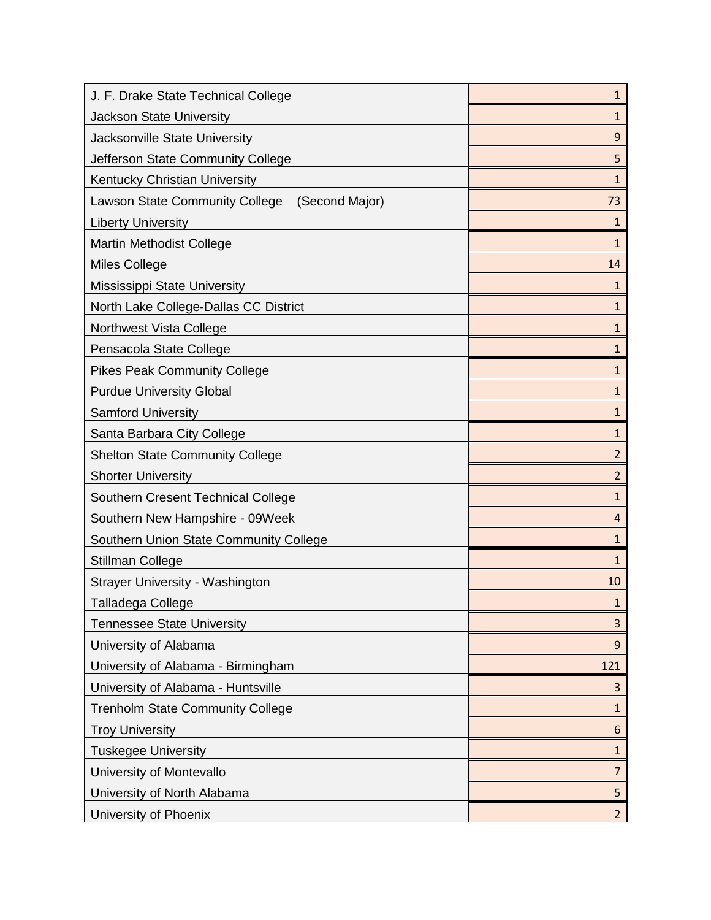| | |
|---|---|
| J. F. Drake State Technical College | 1 |
| Jackson State University | 1 |
| Jacksonville State University | 9 |
| Jefferson State Community College | 5 |
| Kentucky Christian University | 1 |
| Lawson State Community College (Second Major) | 73 |
| Liberty University | 1 |
| Martin Methodist College | 1 |
| Miles College | 14 |
| Mississippi State University | 1 |
| North Lake College-Dallas CC District | 1 |
| Northwest Vista College | 1 |
| Pensacola State College | 1 |
| Pikes Peak Community College | 1 |
| Purdue University Global | 1 |
| Samford University | 1 |
| Santa Barbara City College | 1 |
| Shelton State Community College | 2 |
| Shorter University | 2 |
| Southern Cresent Technical College | 1 |
| Southern New Hampshire - 09Week | 4 |
| Southern Union State Community College | 1 |
| Stillman College | 1 |
| Strayer University - Washington | 10 |
| Talladega College | 1 |
| Tennessee State University | 3 |
| University of Alabama | 9 |
| University of Alabama - Birmingham | 121 |
| University of Alabama - Huntsville | 3 |
| Trenholm State Community College | 1 |
| Troy University | 6 |
| Tuskegee University | 1 |
| University of Montevallo | 7 |
| University of North Alabama | 5 |
| University of Phoenix | 2 |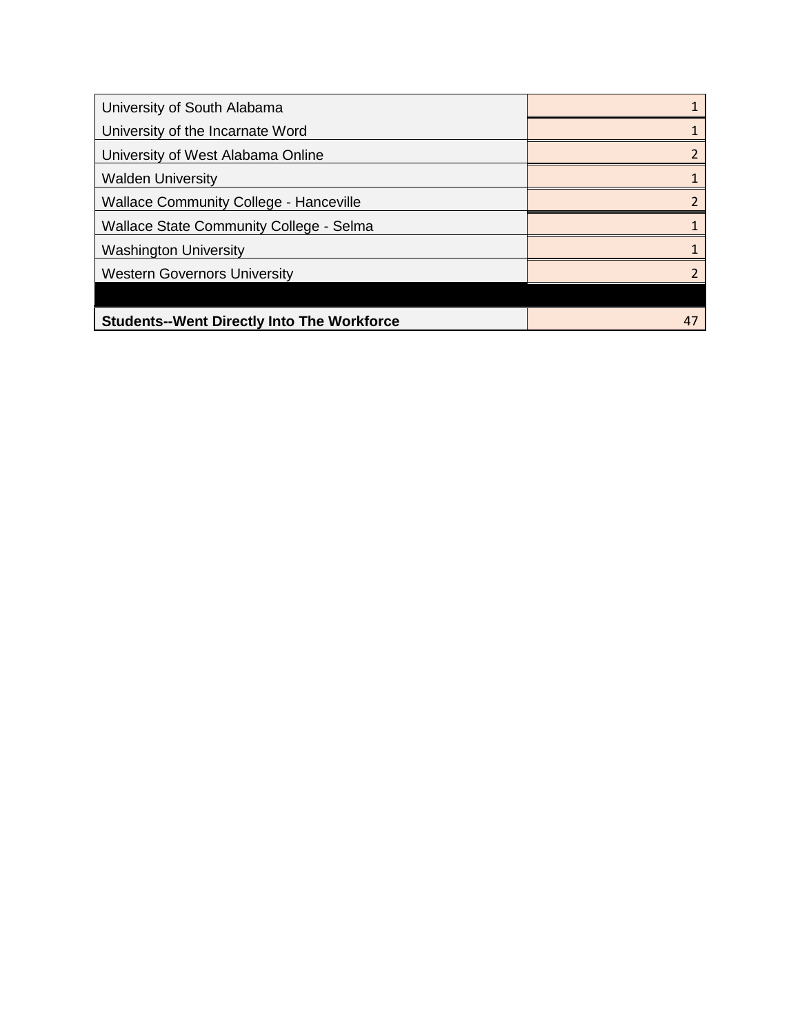| | |
|---|---|
| University of South Alabama | 1 |
| University of the Incarnate Word | 1 |
| University of West Alabama Online | 2 |
| Walden University | 1 |
| Wallace Community College - Hanceville | 2 |
| Wallace State Community College - Selma | 1 |
| Washington University | 1 |
| Western Governors University | 2 |
| | |
| **Students--Went Directly Into The Workforce** | 47 |